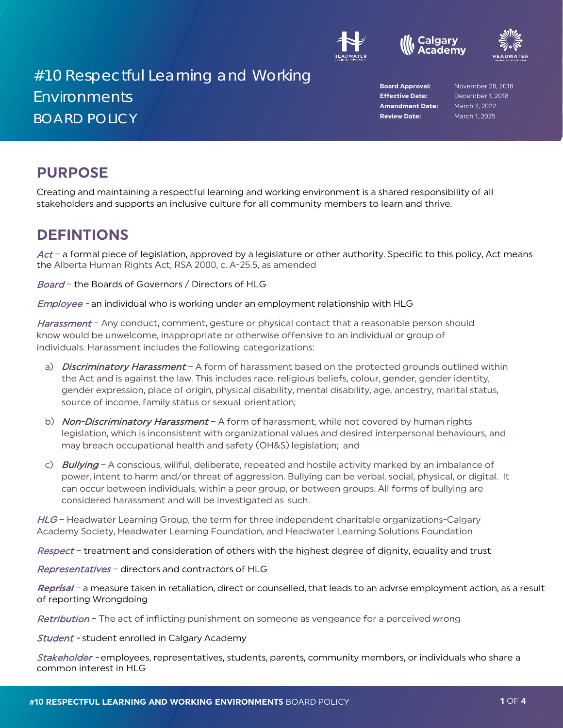# #10 Respectful Learning and Working Environments

## BOARD POLICY

**Board Approval:** November 28, 2018
**Effective Date:** December 1, 2018
**Amendment Date:** March 2, 2022
**Review Date:** March 1, 2025

## PURPOSE

Creating and maintaining a respectful learning and working environment is a shared responsibility of all stakeholders and supports an inclusive culture for all community members to ~~learn and~~ thrive.

## DEFINTIONS

*Act* – a formal piece of legislation, approved by a legislature or other authority. Specific to this policy, Act means the Alberta Human Rights Act, RSA 2000, c. A-25.5, as amended

*Board* – the Boards of Governors / Directors of HLG

*Employee* - an individual who is working under an employment relationship with HLG

*Harassment* – Any conduct, comment, gesture or physical contact that a reasonable person should know would be unwelcome, inappropriate or otherwise offensive to an individual or group of individuals. Harassment includes the following categorizations:

a) *Discriminatory Harassment* – A form of harassment based on the protected grounds outlined within the Act and is against the law. This includes race, religious beliefs, colour, gender, gender identity, gender expression, place of origin, physical disability, mental disability, age, ancestry, marital status, source of income, family status or sexual orientation;

b) *Non-Discriminatory Harassment* – A form of harassment, while not covered by human rights legislation, which is inconsistent with organizational values and desired interpersonal behaviours, and may breach occupational health and safety (OH&S) legislation; and

c) *Bullying* – A conscious, willful, deliberate, repeated and hostile activity marked by an imbalance of power, intent to harm and/or threat of aggression. Bullying can be verbal, social, physical, or digital. It can occur between individuals, within a peer group, or between groups. All forms of bullying are considered harassment and will be investigated as such.

*HLG* – Headwater Learning Group, the term for three independent charitable organizations-Calgary Academy Society, Headwater Learning Foundation, and Headwater Learning Solutions Foundation

*Respect* – treatment and consideration of others with the highest degree of dignity, equality and trust

*Representatives* – directors and contractors of HLG

*Reprisal* – a measure taken in retaliation, direct or counselled, that leads to an advrse employment action, as a result of reporting Wrongdoing

*Retribution* – The act of inflicting punishment on someone as vengeance for a perceived wrong

*Student* - student enrolled in Calgary Academy

*Stakeholder* - employees, representatives, students, parents, community members, or individuals who share a common interest in HLG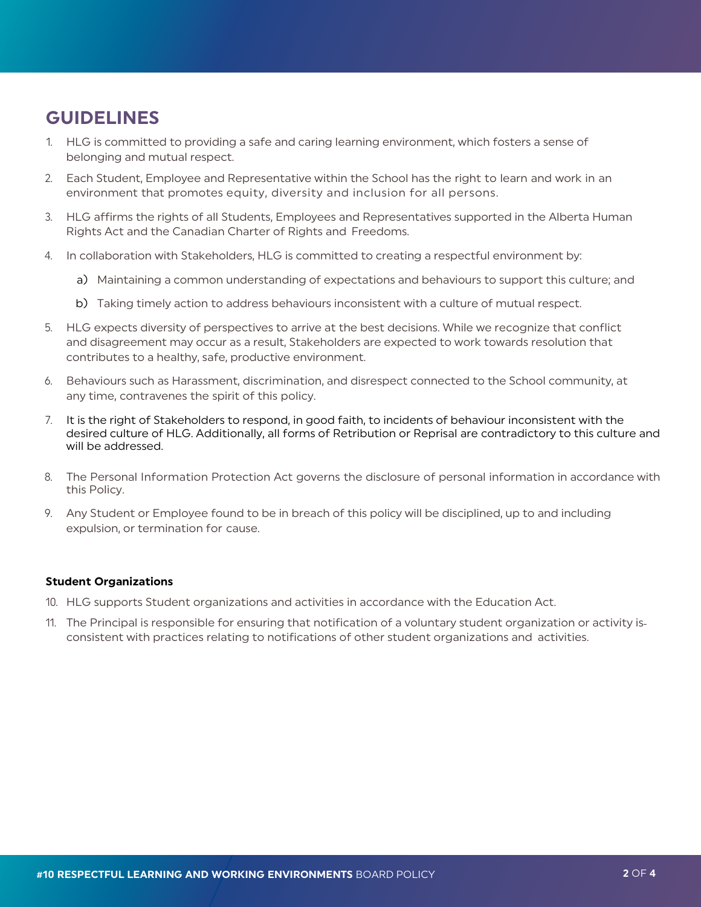## GUIDELINES

1. HLG is committed to providing a safe and caring learning environment, which fosters a sense of belonging and mutual respect.
2. Each Student, Employee and Representative within the School has the right to learn and work in an environment that promotes equity, diversity and inclusion for all persons.
3. HLG affirms the rights of all Students, Employees and Representatives supported in the Alberta Human Rights Act and the Canadian Charter of Rights and Freedoms.
4. In collaboration with Stakeholders, HLG is committed to creating a respectful environment by:
   a) Maintaining a common understanding of expectations and behaviours to support this culture; and
   b) Taking timely action to address behaviours inconsistent with a culture of mutual respect.
5. HLG expects diversity of perspectives to arrive at the best decisions. While we recognize that conflict and disagreement may occur as a result, Stakeholders are expected to work towards resolution that contributes to a healthy, safe, productive environment.
6. Behaviours such as Harassment, discrimination, and disrespect connected to the School community, at any time, contravenes the spirit of this policy.
7. It is the right of Stakeholders to respond, in good faith, to incidents of behaviour inconsistent with the desired culture of HLG. Additionally, all forms of Retribution or Reprisal are contradictory to this culture and will be addressed.
8. The Personal Information Protection Act governs the disclosure of personal information in accordance with this Policy.
9. Any Student or Employee found to be in breach of this policy will be disciplined, up to and including expulsion, or termination for cause.

**Student Organizations**

10. HLG supports Student organizations and activities in accordance with the Education Act.
11. The Principal is responsible for ensuring that notification of a voluntary student organization or activity is consistent with practices relating to notifications of other student organizations and activities.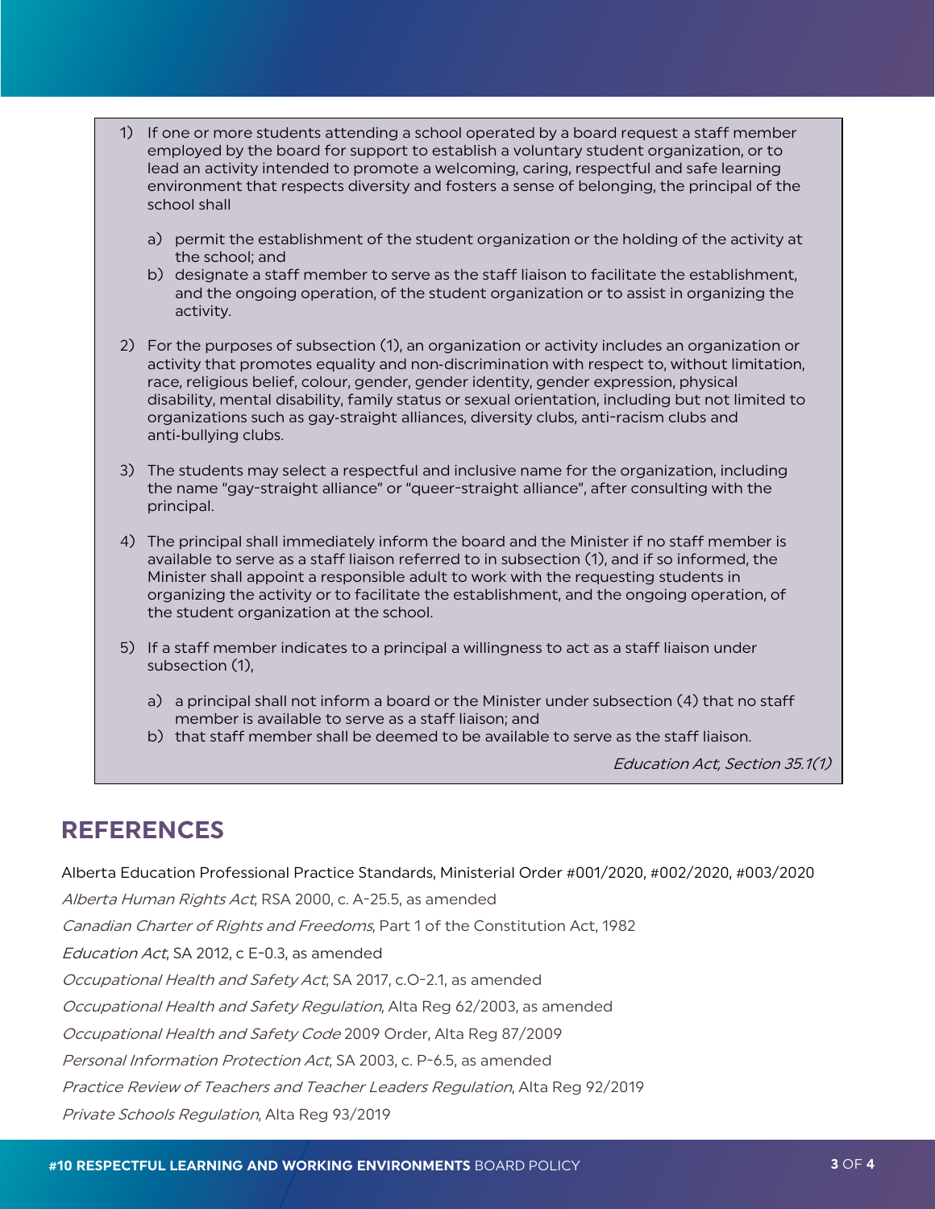1) If one or more students attending a school operated by a board request a staff member employed by the board for support to establish a voluntary student organization, or to lead an activity intended to promote a welcoming, caring, respectful and safe learning environment that respects diversity and fosters a sense of belonging, the principal of the school shall

   a) permit the establishment of the student organization or the holding of the activity at the school; and
   b) designate a staff member to serve as the staff liaison to facilitate the establishment, and the ongoing operation, of the student organization or to assist in organizing the activity.

2) For the purposes of subsection (1), an organization or activity includes an organization or activity that promotes equality and non-discrimination with respect to, without limitation, race, religious belief, colour, gender, gender identity, gender expression, physical disability, mental disability, family status or sexual orientation, including but not limited to organizations such as gay-straight alliances, diversity clubs, anti-racism clubs and anti-bullying clubs.

3) The students may select a respectful and inclusive name for the organization, including the name "gay-straight alliance" or "queer-straight alliance", after consulting with the principal.

4) The principal shall immediately inform the board and the Minister if no staff member is available to serve as a staff liaison referred to in subsection (1), and if so informed, the Minister shall appoint a responsible adult to work with the requesting students in organizing the activity or to facilitate the establishment, and the ongoing operation, of the student organization at the school.

5) If a staff member indicates to a principal a willingness to act as a staff liaison under subsection (1),

   a) a principal shall not inform a board or the Minister under subsection (4) that no staff member is available to serve as a staff liaison; and
   b) that staff member shall be deemed to be available to serve as the staff liaison.

*Education Act, Section 35.1(1)*

## REFERENCES

Alberta Education Professional Practice Standards, Ministerial Order #001/2020, #002/2020, #003/2020

*Alberta Human Rights Act*, RSA 2000, c. A-25.5, as amended

*Canadian Charter of Rights and Freedoms*, Part 1 of the Constitution Act, 1982

*Education Act*, SA 2012, c E-0.3, as amended

*Occupational Health and Safety Act*, SA 2017, c.O-2.1, as amended

*Occupational Health and Safety Regulation*, Alta Reg 62/2003, as amended

*Occupational Health and Safety Code* 2009 Order, Alta Reg 87/2009

*Personal Information Protection Act*, SA 2003, c. P-6.5, as amended

*Practice Review of Teachers and Teacher Leaders Regulation*, Alta Reg 92/2019

*Private Schools Regulation*, Alta Reg 93/2019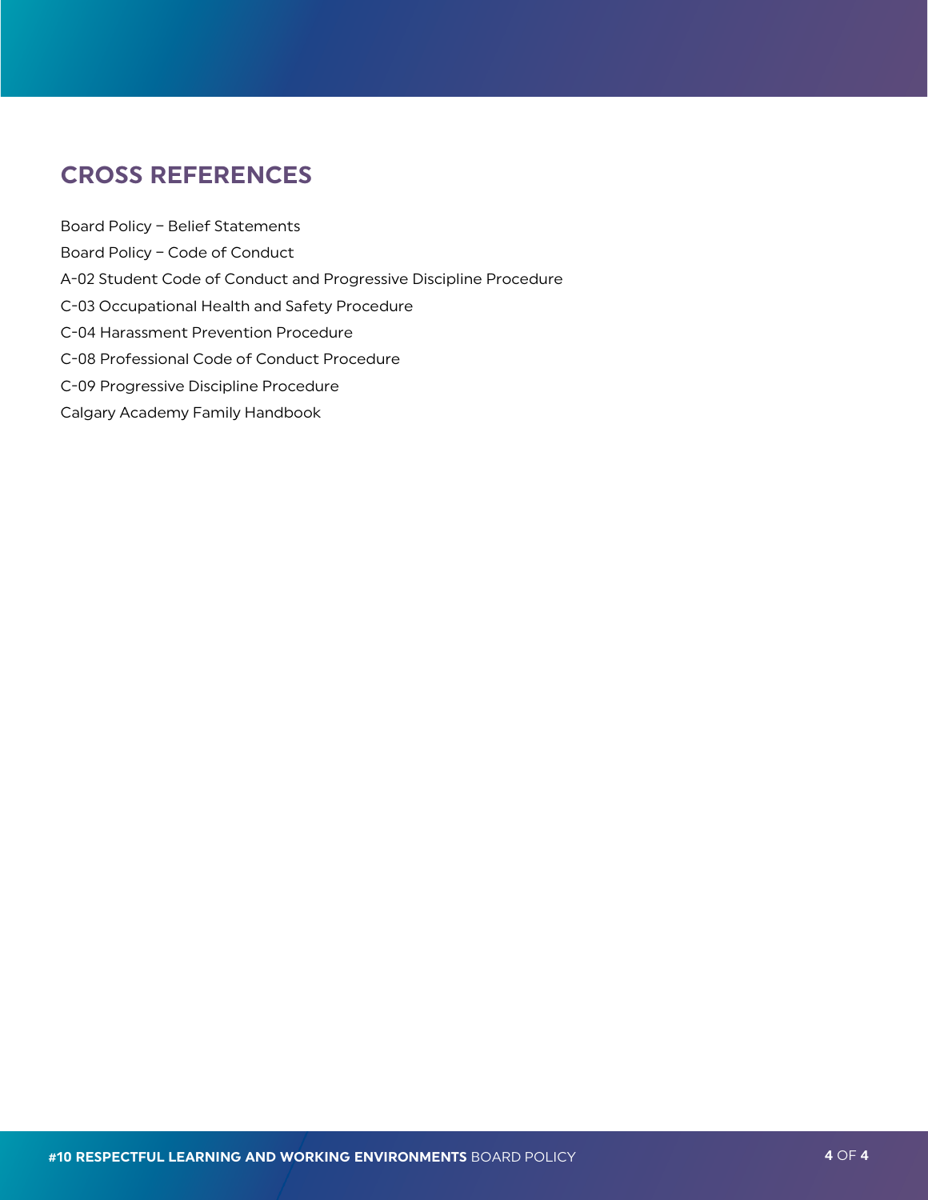## CROSS REFERENCES

Board Policy – Belief Statements

Board Policy – Code of Conduct

A-02 Student Code of Conduct and Progressive Discipline Procedure

C-03 Occupational Health and Safety Procedure

C-04 Harassment Prevention Procedure

C-08 Professional Code of Conduct Procedure

C-09 Progressive Discipline Procedure

Calgary Academy Family Handbook